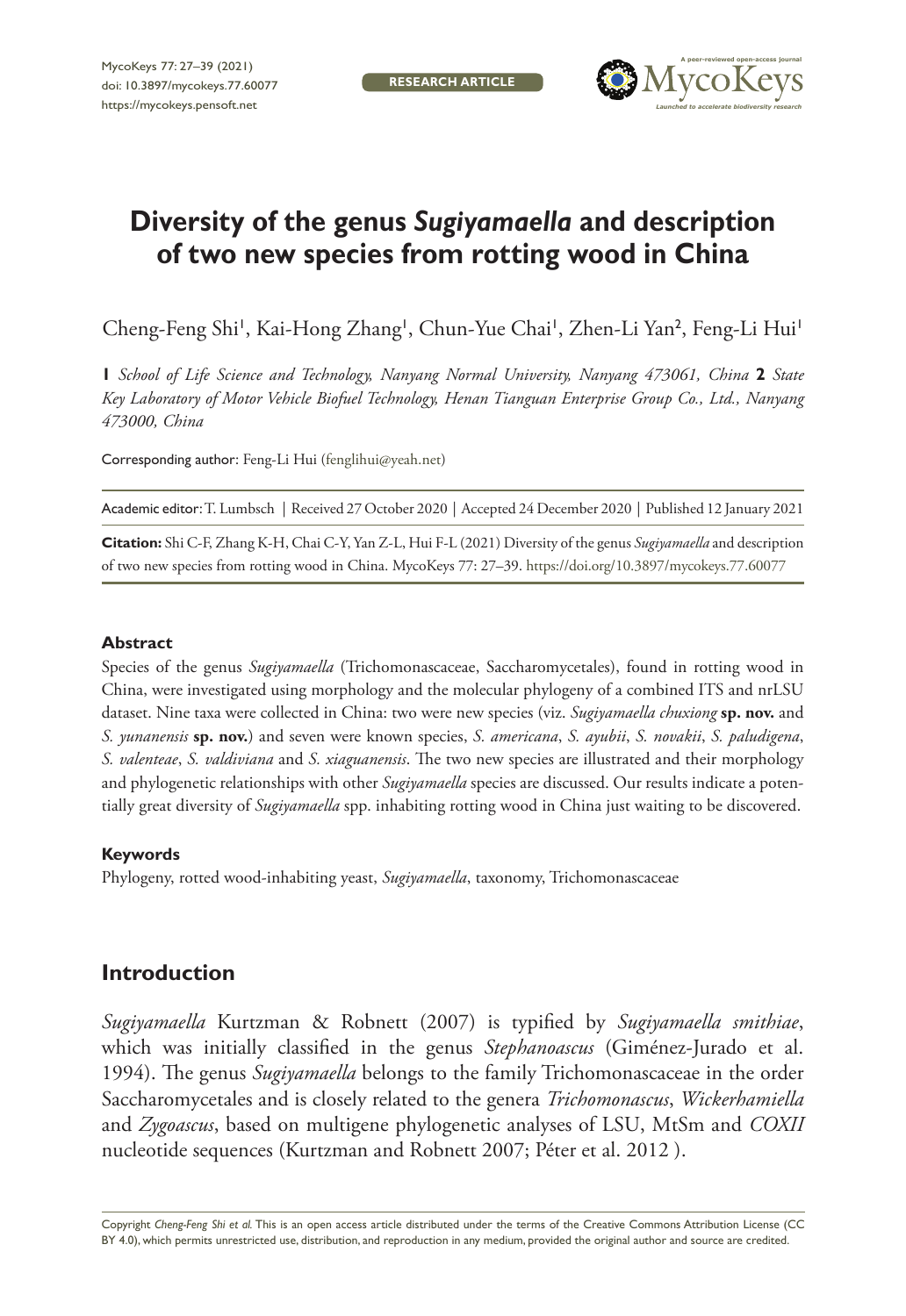# Diversity of the genus *Sugiyamaella* and description of two new species from rotting wood in China

Cheng-Feng Shi[1], Kai-Hong Zhang[1], Chun-Yue Chai[1], Zhen-Li Yan[2], Feng-Li Hui[1]

**1** *School of Life Science and Technology, Nanyang Normal University, Nanyang 473061, China* **2** *State Key Laboratory of Motor Vehicle Biofuel Technology, Henan Tianguan Enterprise Group Co., Ltd., Nanyang 473000, China*

Corresponding author: Feng-Li Hui (fenglihui@yeah.net)

Academic editor: T. Lumbsch | Received 27 October 2020 | Accepted 24 December 2020 | Published 12 January 2021

**Citation:** Shi C-F, Zhang K-H, Chai C-Y, Yan Z-L, Hui F-L (2021) Diversity of the genus *Sugiyamaella* and description of two new species from rotting wood in China. MycoKeys 77: 27–39. https://doi.org/10.3897/mycokeys.77.60077

### Abstract

Species of the genus *Sugiyamaella* (Trichomonascaceae, Saccharomycetales), found in rotting wood in China, were investigated using morphology and the molecular phylogeny of a combined ITS and nrLSU dataset. Nine taxa were collected in China: two were new species (viz. *Sugiyamaella chuxiong* **sp. nov.** and *S. yunanensis* **sp. nov.**) and seven were known species, *S. americana*, *S. ayubii*, *S. novakii*, *S. paludigena*, *S. valenteae*, *S. valdiviana* and *S. xiaguanensis*. The two new species are illustrated and their morphology and phylogenetic relationships with other *Sugiyamaella* species are discussed. Our results indicate a potentially great diversity of *Sugiyamaella* spp. inhabiting rotting wood in China just waiting to be discovered.

### Keywords

Phylogeny, rotted wood-inhabiting yeast, *Sugiyamaella*, taxonomy, Trichomonascaceae

## Introduction

*Sugiyamaella* Kurtzman & Robnett (2007) is typified by *Sugiyamaella smithiae*, which was initially classified in the genus *Stephanoascus* (Giménez-Jurado et al. 1994). The genus *Sugiyamaella* belongs to the family Trichomonascaceae in the order Saccharomycetales and is closely related to the genera *Trichomonascus*, *Wickerhamiella* and *Zygoascus*, based on multigene phylogenetic analyses of LSU, MtSm and *COXII* nucleotide sequences (Kurtzman and Robnett 2007; Péter et al. 2012 ).

Copyright *Cheng-Feng Shi et al.* This is an open access article distributed under the terms of the Creative Commons Attribution License (CC BY 4.0), which permits unrestricted use, distribution, and reproduction in any medium, provided the original author and source are credited.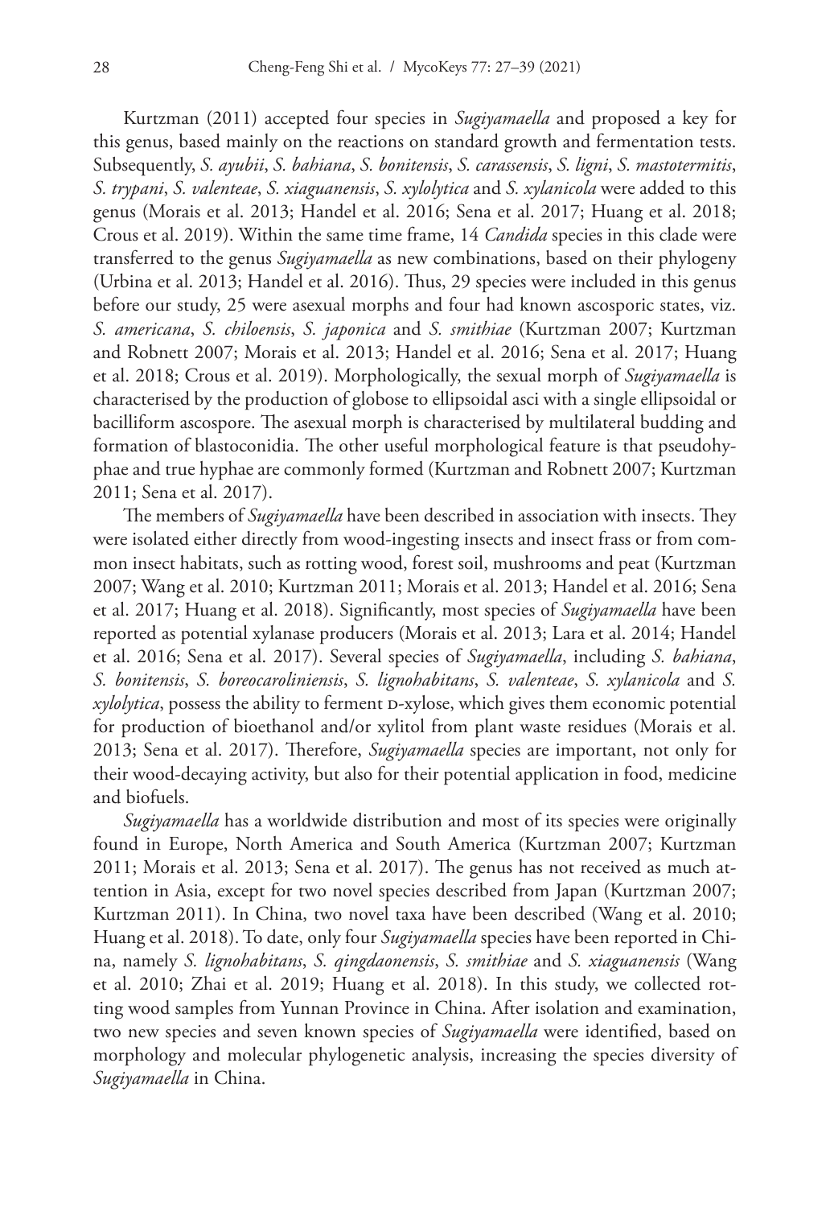Kurtzman (2011) accepted four species in *Sugiyamaella* and proposed a key for this genus, based mainly on the reactions on standard growth and fermentation tests. Subsequently, *S. ayubii*, *S. bahiana*, *S. bonitensis*, *S. carassensis*, *S. ligni*, *S. mastotermitis*, *S. trypani*, *S. valenteae*, *S. xiaguanensis*, *S. xylolytica* and *S. xylanicola* were added to this genus (Morais et al. 2013; Handel et al. 2016; Sena et al. 2017; Huang et al. 2018; Crous et al. 2019). Within the same time frame, 14 *Candida* species in this clade were transferred to the genus *Sugiyamaella* as new combinations, based on their phylogeny (Urbina et al. 2013; Handel et al. 2016). Thus, 29 species were included in this genus before our study, 25 were asexual morphs and four had known ascosporic states, viz. *S. americana*, *S. chiloensis*, *S. japonica* and *S. smithiae* (Kurtzman 2007; Kurtzman and Robnett 2007; Morais et al. 2013; Handel et al. 2016; Sena et al. 2017; Huang et al. 2018; Crous et al. 2019). Morphologically, the sexual morph of *Sugiyamaella* is characterised by the production of globose to ellipsoidal asci with a single ellipsoidal or bacilliform ascospore. The asexual morph is characterised by multilateral budding and formation of blastoconidia. The other useful morphological feature is that pseudohyphae and true hyphae are commonly formed (Kurtzman and Robnett 2007; Kurtzman 2011; Sena et al. 2017).

The members of *Sugiyamaella* have been described in association with insects. They were isolated either directly from wood-ingesting insects and insect frass or from common insect habitats, such as rotting wood, forest soil, mushrooms and peat (Kurtzman 2007; Wang et al. 2010; Kurtzman 2011; Morais et al. 2013; Handel et al. 2016; Sena et al. 2017; Huang et al. 2018). Significantly, most species of *Sugiyamaella* have been reported as potential xylanase producers (Morais et al. 2013; Lara et al. 2014; Handel et al. 2016; Sena et al. 2017). Several species of *Sugiyamaella*, including *S. bahiana*, *S. bonitensis*, *S. boreocaroliniensis*, *S. lignohabitans*, *S. valenteae*, *S. xylanicola* and *S. xylolytica*, possess the ability to ferment D-xylose, which gives them economic potential for production of bioethanol and/or xylitol from plant waste residues (Morais et al. 2013; Sena et al. 2017). Therefore, *Sugiyamaella* species are important, not only for their wood-decaying activity, but also for their potential application in food, medicine and biofuels.

*Sugiyamaella* has a worldwide distribution and most of its species were originally found in Europe, North America and South America (Kurtzman 2007; Kurtzman 2011; Morais et al. 2013; Sena et al. 2017). The genus has not received as much attention in Asia, except for two novel species described from Japan (Kurtzman 2007; Kurtzman 2011). In China, two novel taxa have been described (Wang et al. 2010; Huang et al. 2018). To date, only four *Sugiyamaella* species have been reported in China, namely *S. lignohabitans*, *S. qingdaonensis*, *S. smithiae* and *S. xiaguanensis* (Wang et al. 2010; Zhai et al. 2019; Huang et al. 2018). In this study, we collected rotting wood samples from Yunnan Province in China. After isolation and examination, two new species and seven known species of *Sugiyamaella* were identified, based on morphology and molecular phylogenetic analysis, increasing the species diversity of *Sugiyamaella* in China.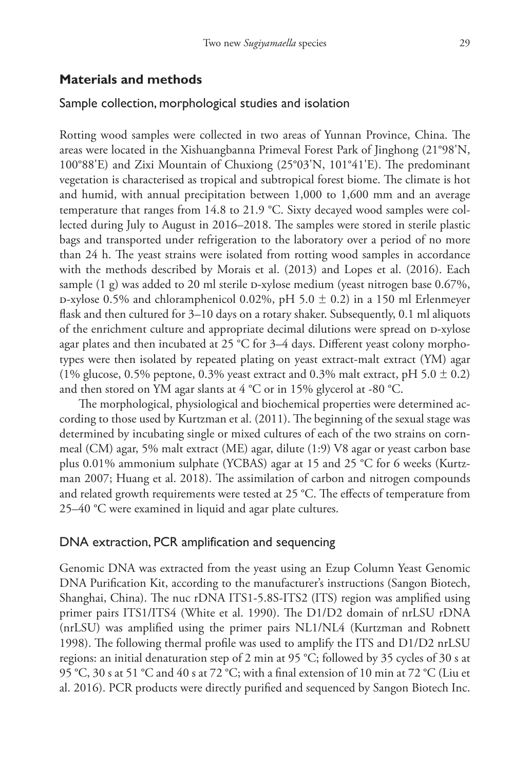## Materials and methods

### Sample collection, morphological studies and isolation

Rotting wood samples were collected in two areas of Yunnan Province, China. The areas were located in the Xishuangbanna Primeval Forest Park of Jinghong (21°98'N, 100°88'E) and Zixi Mountain of Chuxiong (25°03'N, 101°41'E). The predominant vegetation is characterised as tropical and subtropical forest biome. The climate is hot and humid, with annual precipitation between 1,000 to 1,600 mm and an average temperature that ranges from 14.8 to 21.9 °C. Sixty decayed wood samples were collected during July to August in 2016–2018. The samples were stored in sterile plastic bags and transported under refrigeration to the laboratory over a period of no more than 24 h. The yeast strains were isolated from rotting wood samples in accordance with the methods described by Morais et al. (2013) and Lopes et al. (2016). Each sample (1 g) was added to 20 ml sterile D-xylose medium (yeast nitrogen base 0.67%, D-xylose 0.5% and chloramphenicol 0.02%, pH 5.0 ± 0.2) in a 150 ml Erlenmeyer flask and then cultured for 3–10 days on a rotary shaker. Subsequently, 0.1 ml aliquots of the enrichment culture and appropriate decimal dilutions were spread on D-xylose agar plates and then incubated at 25 °C for 3–4 days. Different yeast colony morphotypes were then isolated by repeated plating on yeast extract-malt extract (YM) agar (1% glucose, 0.5% peptone, 0.3% yeast extract and 0.3% malt extract, pH 5.0 ± 0.2) and then stored on YM agar slants at 4 °C or in 15% glycerol at -80 °C.

The morphological, physiological and biochemical properties were determined according to those used by Kurtzman et al. (2011). The beginning of the sexual stage was determined by incubating single or mixed cultures of each of the two strains on cornmeal (CM) agar, 5% malt extract (ME) agar, dilute (1:9) V8 agar or yeast carbon base plus 0.01% ammonium sulphate (YCBAS) agar at 15 and 25 °C for 6 weeks (Kurtzman 2007; Huang et al. 2018). The assimilation of carbon and nitrogen compounds and related growth requirements were tested at 25 °C. The effects of temperature from 25–40 °C were examined in liquid and agar plate cultures.

### DNA extraction, PCR amplification and sequencing

Genomic DNA was extracted from the yeast using an Ezup Column Yeast Genomic DNA Purification Kit, according to the manufacturer's instructions (Sangon Biotech, Shanghai, China). The nuc rDNA ITS1-5.8S-ITS2 (ITS) region was amplified using primer pairs ITS1/ITS4 (White et al. 1990). The D1/D2 domain of nrLSU rDNA (nrLSU) was amplified using the primer pairs NL1/NL4 (Kurtzman and Robnett 1998). The following thermal profile was used to amplify the ITS and D1/D2 nrLSU regions: an initial denaturation step of 2 min at 95 °C; followed by 35 cycles of 30 s at 95 °C, 30 s at 51 °C and 40 s at 72 °C; with a final extension of 10 min at 72 °C (Liu et al. 2016). PCR products were directly purified and sequenced by Sangon Biotech Inc.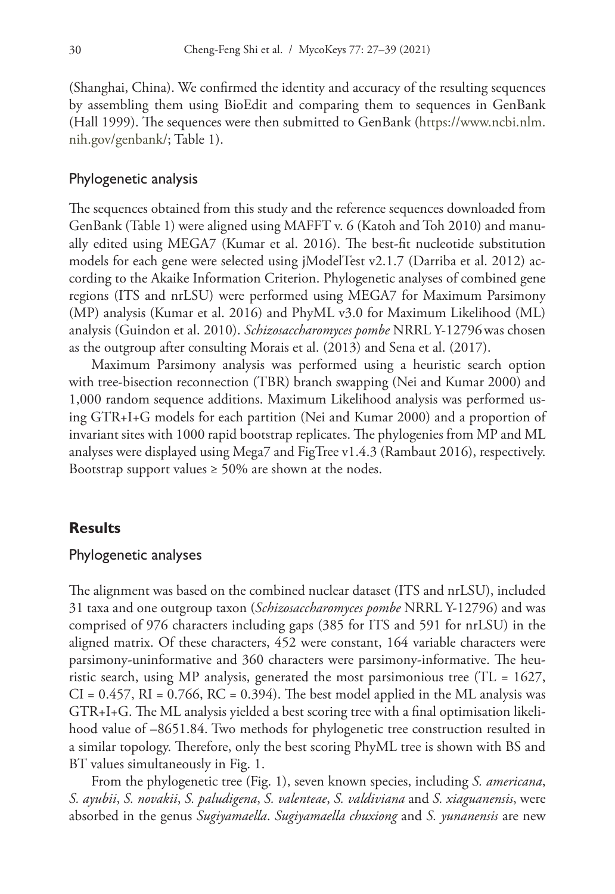(Shanghai, China). We confirmed the identity and accuracy of the resulting sequences by assembling them using BioEdit and comparing them to sequences in GenBank (Hall 1999). The sequences were then submitted to GenBank (https://www.ncbi.nlm.nih.gov/genbank/; Table 1).

### Phylogenetic analysis

The sequences obtained from this study and the reference sequences downloaded from GenBank (Table 1) were aligned using MAFFT v. 6 (Katoh and Toh 2010) and manually edited using MEGA7 (Kumar et al. 2016). The best-fit nucleotide substitution models for each gene were selected using jModelTest v2.1.7 (Darriba et al. 2012) according to the Akaike Information Criterion. Phylogenetic analyses of combined gene regions (ITS and nrLSU) were performed using MEGA7 for Maximum Parsimony (MP) analysis (Kumar et al. 2016) and PhyML v3.0 for Maximum Likelihood (ML) analysis (Guindon et al. 2010). *Schizosaccharomyces pombe* NRRL Y-12796 was chosen as the outgroup after consulting Morais et al. (2013) and Sena et al. (2017).

Maximum Parsimony analysis was performed using a heuristic search option with tree-bisection reconnection (TBR) branch swapping (Nei and Kumar 2000) and 1,000 random sequence additions. Maximum Likelihood analysis was performed using GTR+I+G models for each partition (Nei and Kumar 2000) and a proportion of invariant sites with 1000 rapid bootstrap replicates. The phylogenies from MP and ML analyses were displayed using Mega7 and FigTree v1.4.3 (Rambaut 2016), respectively. Bootstrap support values ≥ 50% are shown at the nodes.

## Results

### Phylogenetic analyses

The alignment was based on the combined nuclear dataset (ITS and nrLSU), included 31 taxa and one outgroup taxon (*Schizosaccharomyces pombe* NRRL Y-12796) and was comprised of 976 characters including gaps (385 for ITS and 591 for nrLSU) in the aligned matrix. Of these characters, 452 were constant, 164 variable characters were parsimony-uninformative and 360 characters were parsimony-informative. The heuristic search, using MP analysis, generated the most parsimonious tree (TL = 1627, CI = 0.457, RI = 0.766, RC = 0.394). The best model applied in the ML analysis was GTR+I+G. The ML analysis yielded a best scoring tree with a final optimisation likelihood value of –8651.84. Two methods for phylogenetic tree construction resulted in a similar topology. Therefore, only the best scoring PhyML tree is shown with BS and BT values simultaneously in Fig. 1.

From the phylogenetic tree (Fig. 1), seven known species, including *S. americana*, *S. ayubii*, *S. novakii*, *S. paludigena*, *S. valenteae*, *S. valdiviana* and *S. xiaguanensis*, were absorbed in the genus *Sugiyamaella*. *Sugiyamaella chuxiong* and *S. yunanensis* are new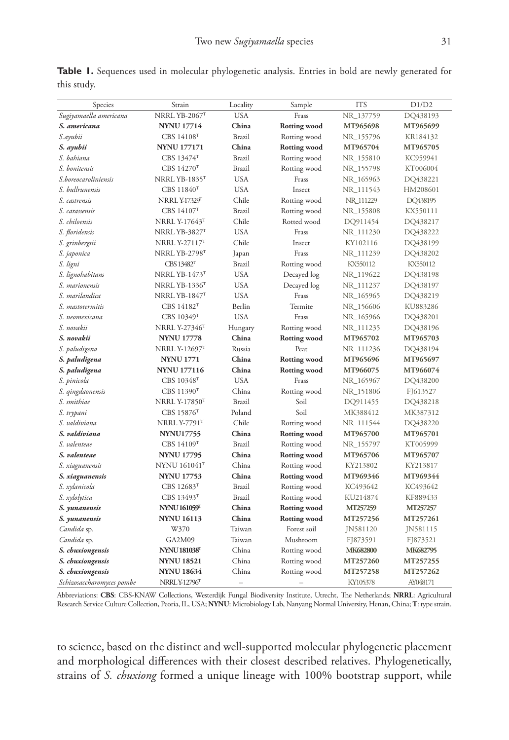**Table 1.** Sequences used in molecular phylogenetic analysis. Entries in bold are newly generated for this study.

| Species | Strain | Locality | Sample | ITS | D1/D2 |
|---|---|---|---|---|---|
| *Sugiyamaella americana* | NRRL YB-2067$^T$ | USA | Frass | NR_137759 | DQ438193 |
| ***S. americana*** | **NYNU 17714** | **China** | **Rotting wood** | **MT965698** | **MT965699** |
| *S.ayubii* | CBS 14108$^T$ | Brazil | Rotting wood | NR_155796 | KR184132 |
| ***S. ayubii*** | **NYNU 177171** | **China** | **Rotting wood** | **MT965704** | **MT965705** |
| *S. bahiana* | CBS 13474$^T$ | Brazil | Rotting wood | NR_155810 | KC959941 |
| *S. bonitensis* | CBS 14270$^T$ | Brazil | Rotting wood | NR_155798 | KT006004 |
| *S.boreocaroliniensis* | NRRL YB-1835$^T$ | USA | Frass | NR_165963 | DQ438221 |
| *S. bullrunensis* | CBS 11840$^T$ | USA | Insect | NR_111543 | HM208601 |
| *S. castrensis* | NRRL Y-17329$^T$ | Chile | Rotting wood | NR_111229 | DQ438195 |
| *S. carassensis* | CBS 14107$^T$ | Brazil | Rotting wood | NR_155808 | KX550111 |
| *S. chiloensis* | NRRL Y-17643$^T$ | Chile | Rotted wood | DQ911454 | DQ438217 |
| *S. floridensis* | NRRL YB-3827$^T$ | USA | Frass | NR_111230 | DQ438222 |
| *S. grinbergsii* | NRRL Y-27117$^T$ | Chile | Insect | KY102116 | DQ438199 |
| *S. japonica* | NRRL YB-2798$^T$ | Japan | Frass | NR_111239 | DQ438202 |
| *S. ligni* | CBS 13482$^T$ | Brazil | Rotting wood | KX550112 | KX550112 |
| *S. lignohabitans* | NRRL YB-1473$^T$ | USA | Decayed log | NR_119622 | DQ438198 |
| *S. marionensis* | NRRL YB-1336$^T$ | USA | Decayed log | NR_111237 | DQ438197 |
| *S. marilandica* | NRRL YB-1847$^T$ | USA | Frass | NR_165965 | DQ438219 |
| *S. mastotermitis* | CBS 14182$^T$ | Berlin | Termite | NR_156606 | KU883286 |
| *S. neomexicana* | CBS 10349$^T$ | USA | Frass | NR_165966 | DQ438201 |
| *S. novakii* | NRRL Y-27346$^T$ | Hungary | Rotting wood | NR_111235 | DQ438196 |
| ***S. novakii*** | **NYNU 17778** | **China** | **Rotting wood** | **MT965702** | **MT965703** |
| *S. paludigena* | NRRL Y-12697$^T$ | Russia | Peat | NR_111236 | DQ438194 |
| ***S. paludigena*** | **NYNU 1771** | **China** | **Rotting wood** | **MT965696** | **MT965697** |
| ***S. paludigena*** | **NYNU 177116** | **China** | **Rotting wood** | **MT966075** | **MT966074** |
| *S. pinicola* | CBS 10348$^T$ | USA | Frass | NR_165967 | DQ438200 |
| *S. qingdaonensis* | CBS 11390$^T$ | China | Rotting wood | NR_151806 | FJ613527 |
| *S. smithiae* | NRRL Y-17850$^T$ | Brazil | Soil | DQ911455 | DQ438218 |
| *S. trypani* | CBS 15876$^T$ | Poland | Soil | MK388412 | MK387312 |
| *S. valdiviana* | NRRL Y-7791$^T$ | Chile | Rotting wood | NR_111544 | DQ438220 |
| ***S. valdiviana*** | **NYNU17755** | **China** | **Rotting wood** | **MT965700** | **MT965701** |
| *S. valenteae* | CBS 14109$^T$ | Brazil | Rotting wood | NR_155797 | KT005999 |
| ***S. valenteae*** | **NYNU 17795** | **China** | **Rotting wood** | **MT965706** | **MT965707** |
| *S. xiaguanensis* | NYNU 161041$^T$ | China | Rotting wood | KY213802 | KY213817 |
| ***S. xiaguanensis*** | **NYNU 17753** | **China** | **Rotting wood** | **MT969346** | **MT969344** |
| *S. xylanicola* | CBS 12683$^T$ | Brazil | Rotting wood | KC493642 | KC493642 |
| *S. xylolytica* | CBS 13493$^T$ | Brazil | Rotting wood | KU214874 | KF889433 |
| ***S. yunanensis*** | **NYNU 161059$^T$** | **China** | **Rotting wood** | **MT257259** | **MT257257** |
| ***S. yunanensis*** | **NYNU 16113** | **China** | **Rotting wood** | **MT257256** | **MT257261** |
| *Candida* sp. | W370 | Taiwan | Forest soil | JN581120 | JN581115 |
| *Candida* sp. | GA2M09 | Taiwan | Mushroom | FJ873591 | FJ873521 |
| ***S. chuxiongensis*** | **NYNU 181038$^T$** | China | Rotting wood | **MK682800** | **MK682795** |
| ***S. chuxiongensis*** | **NYNU 18521** | China | Rotting wood | **MT257260** | **MT257255** |
| ***S. chuxiongensis*** | **NYNU 18634** | China | Rotting wood | **MT257258** | **MT257262** |
| *Schizosaccharomyces pombe* | NRRL Y-12796$^T$ | – | – | KY105378 | AY048171 |

Abbreviations: **CBS**: CBS-KNAW Collections, Westerdijk Fungal Biodiversity Institute, Utrecht, The Netherlands; **NRRL**: Agricultural Research Service Culture Collection, Peoria, IL, USA; **NYNU**: Microbiology Lab, Nanyang Normal University, Henan, China; **T**: type strain.

to science, based on the distinct and well-supported molecular phylogenetic placement and morphological differences with their closest described relatives. Phylogenetically, strains of *S. chuxiong* formed a unique lineage with 100% bootstrap support, while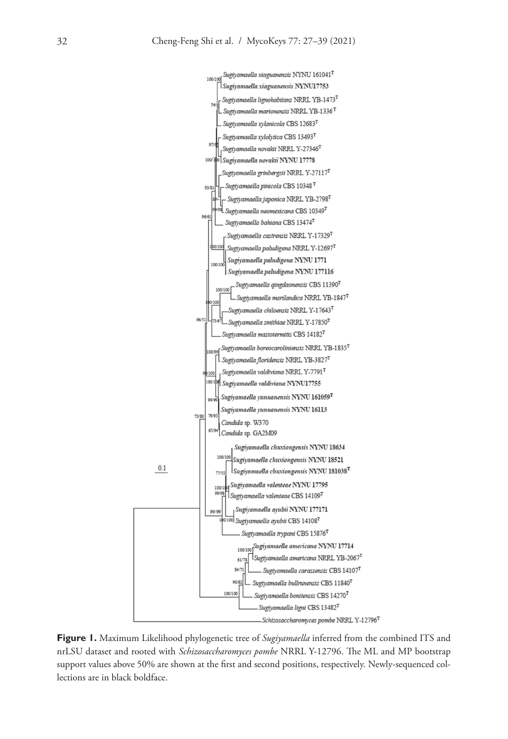**Figure 1.** Maximum Likelihood phylogenetic tree of *Sugiyamaella* inferred from the combined ITS and nrLSU dataset and rooted with *Schizosaccharomyces pombe* NRRL Y-12796. The ML and MP bootstrap support values above 50% are shown at the first and second positions, respectively. Newly-sequenced collections are in black boldface.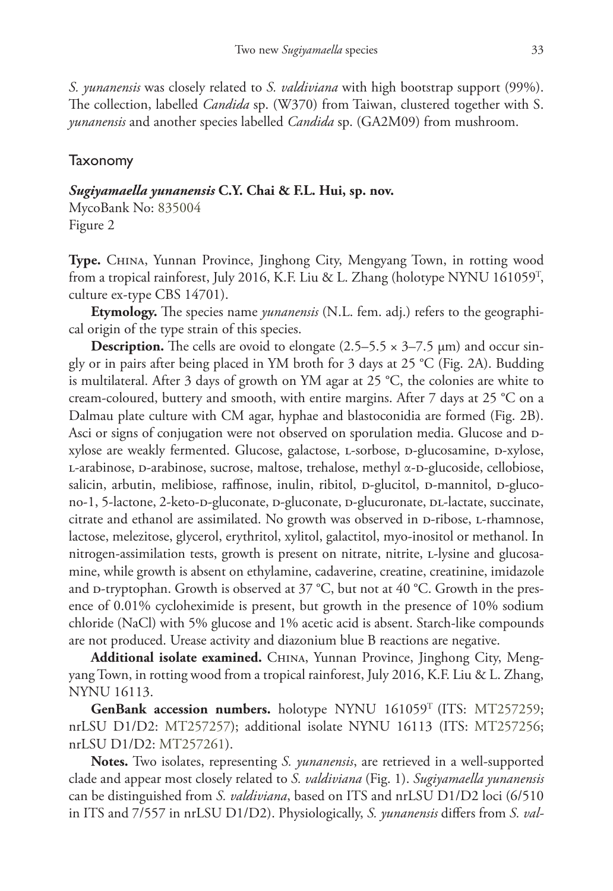*S. yunanensis* was closely related to *S. valdiviana* with high bootstrap support (99%). The collection, labelled *Candida* sp. (W370) from Taiwan, clustered together with S. *yunanensis* and another species labelled *Candida* sp. (GA2M09) from mushroom.

## Taxonomy

### *Sugiyamaella yunanensis* C.Y. Chai & F.L. Hui, sp. nov.

MycoBank No: 835004
Figure 2

**Type.** China, Yunnan Province, Jinghong City, Mengyang Town, in rotting wood from a tropical rainforest, July 2016, K.F. Liu & L. Zhang (holotype NYNU 161059[T], culture ex-type CBS 14701).

**Etymology.** The species name *yunanensis* (N.L. fem. adj.) refers to the geographical origin of the type strain of this species.

**Description.** The cells are ovoid to elongate (2.5–5.5 × 3–7.5 μm) and occur singly or in pairs after being placed in YM broth for 3 days at 25 °C (Fig. 2A). Budding is multilateral. After 3 days of growth on YM agar at 25 °C, the colonies are white to cream-coloured, buttery and smooth, with entire margins. After 7 days at 25 °C on a Dalmau plate culture with CM agar, hyphae and blastoconidia are formed (Fig. 2B). Asci or signs of conjugation were not observed on sporulation media. Glucose and D-xylose are weakly fermented. Glucose, galactose, L-sorbose, D-glucosamine, D-xylose, L-arabinose, D-arabinose, sucrose, maltose, trehalose, methyl α-D-glucoside, cellobiose, salicin, arbutin, melibiose, raffinose, inulin, ribitol, D-glucitol, D-mannitol, D-glucono-1, 5-lactone, 2-keto-D-gluconate, D-gluconate, D-glucuronate, DL-lactate, succinate, citrate and ethanol are assimilated. No growth was observed in D-ribose, L-rhamnose, lactose, melezitose, glycerol, erythritol, xylitol, galactitol, myo-inositol or methanol. In nitrogen-assimilation tests, growth is present on nitrate, nitrite, L-lysine and glucosamine, while growth is absent on ethylamine, cadaverine, creatine, creatinine, imidazole and D-tryptophan. Growth is observed at 37 °C, but not at 40 °C. Growth in the presence of 0.01% cycloheximide is present, but growth in the presence of 10% sodium chloride (NaCl) with 5% glucose and 1% acetic acid is absent. Starch-like compounds are not produced. Urease activity and diazonium blue B reactions are negative.

**Additional isolate examined.** China, Yunnan Province, Jinghong City, Mengyang Town, in rotting wood from a tropical rainforest, July 2016, K.F. Liu & L. Zhang, NYNU 16113.

**GenBank accession numbers.** holotype NYNU 161059[T] (ITS: MT257259; nrLSU D1/D2: MT257257); additional isolate NYNU 16113 (ITS: MT257256; nrLSU D1/D2: MT257261).

**Notes.** Two isolates, representing *S. yunanensis*, are retrieved in a well-supported clade and appear most closely related to *S. valdiviana* (Fig. 1). *Sugiyamaella yunanensis* can be distinguished from *S. valdiviana*, based on ITS and nrLSU D1/D2 loci (6/510 in ITS and 7/557 in nrLSU D1/D2). Physiologically, *S. yunanensis* differs from *S. val-*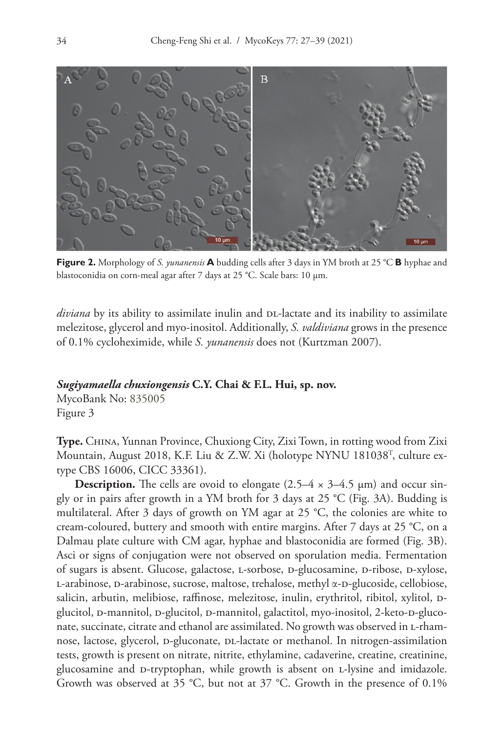**Figure 2.** Morphology of *S. yunanensis* **A** budding cells after 3 days in YM broth at 25 °C **B** hyphae and blastoconidia on corn-meal agar after 7 days at 25 °C. Scale bars: 10 µm.

*diviana* by its ability to assimilate inulin and DL-lactate and its inability to assimilate melezitose, glycerol and myo-inositol. Additionally, *S. valdiviana* grows in the presence of 0.1% cycloheximide, while *S. yunanensis* does not (Kurtzman 2007).

### *Sugiyamaella chuxiongensis* C.Y. Chai & F.L. Hui, sp. nov.

MycoBank No: 835005
Figure 3

**Type.** China, Yunnan Province, Chuxiong City, Zixi Town, in rotting wood from Zixi Mountain, August 2018, K.F. Liu & Z.W. Xi (holotype NYNU 181038[T], culture ex-type CBS 16006, CICC 33361).

**Description.** The cells are ovoid to elongate (2.5–4 × 3–4.5 µm) and occur singly or in pairs after growth in a YM broth for 3 days at 25 °C (Fig. 3A). Budding is multilateral. After 3 days of growth on YM agar at 25 °C, the colonies are white to cream-coloured, buttery and smooth with entire margins. After 7 days at 25 °C, on a Dalmau plate culture with CM agar, hyphae and blastoconidia are formed (Fig. 3B). Asci or signs of conjugation were not observed on sporulation media. Fermentation of sugars is absent. Glucose, galactose, L-sorbose, D-glucosamine, D-ribose, D-xylose, L-arabinose, D-arabinose, sucrose, maltose, trehalose, methyl α-D-glucoside, cellobiose, salicin, arbutin, melibiose, raffinose, melezitose, inulin, erythritol, ribitol, xylitol, D-glucitol, D-mannitol, D-glucitol, D-mannitol, galactitol, myo-inositol, 2-keto-D-gluconate, succinate, citrate and ethanol are assimilated. No growth was observed in L-rhamnose, lactose, glycerol, D-gluconate, DL-lactate or methanol. In nitrogen-assimilation tests, growth is present on nitrate, nitrite, ethylamine, cadaverine, creatine, creatinine, glucosamine and D-tryptophan, while growth is absent on L-lysine and imidazole. Growth was observed at 35 °C, but not at 37 °C. Growth in the presence of 0.1%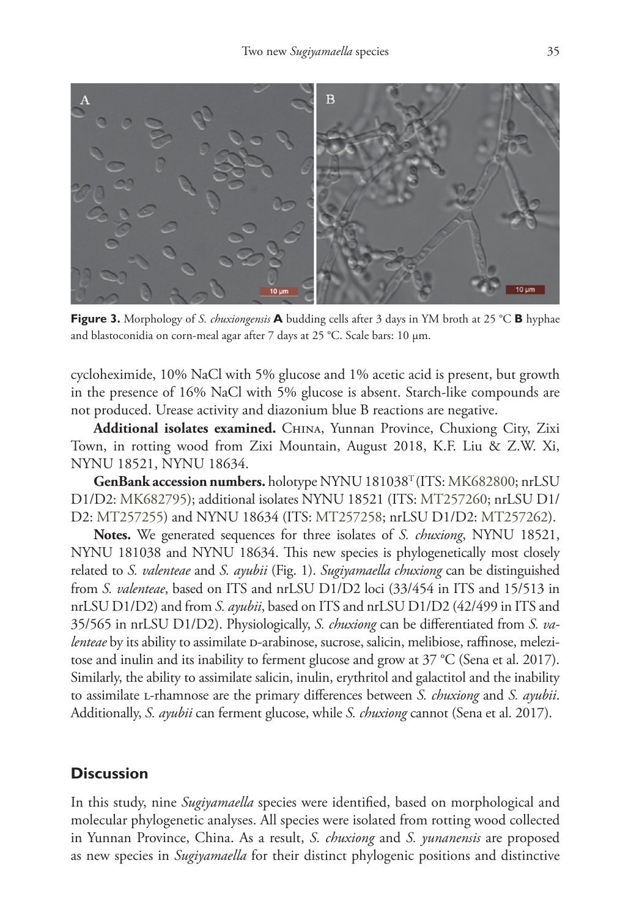**Figure 3.** Morphology of *S. chuxiongensis* **A** budding cells after 3 days in YM broth at 25 °C **B** hyphae and blastoconidia on corn-meal agar after 7 days at 25 °C. Scale bars: 10 µm.

cycloheximide, 10% NaCl with 5% glucose and 1% acetic acid is present, but growth in the presence of 16% NaCl with 5% glucose is absent. Starch-like compounds are not produced. Urease activity and diazonium blue B reactions are negative.

**Additional isolates examined.** China, Yunnan Province, Chuxiong City, Zixi Town, in rotting wood from Zixi Mountain, August 2018, K.F. Liu & Z.W. Xi, NYNU 18521, NYNU 18634.

**GenBank accession numbers.** holotype NYNU 181038[T] (ITS: MK682800; nrLSU D1/D2: MK682795); additional isolates NYNU 18521 (ITS: MT257260; nrLSU D1/D2: MT257255) and NYNU 18634 (ITS: MT257258; nrLSU D1/D2: MT257262).

**Notes.** We generated sequences for three isolates of *S. chuxiong*, NYNU 18521, NYNU 181038 and NYNU 18634. This new species is phylogenetically most closely related to *S. valenteae* and *S. ayubii* (Fig. 1). *Sugiyamaella chuxiong* can be distinguished from *S. valenteae*, based on ITS and nrLSU D1/D2 loci (33/454 in ITS and 15/513 in nrLSU D1/D2) and from *S. ayubii*, based on ITS and nrLSU D1/D2 (42/499 in ITS and 35/565 in nrLSU D1/D2). Physiologically, *S. chuxiong* can be differentiated from *S. valenteae* by its ability to assimilate D-arabinose, sucrose, salicin, melibiose, raffinose, melezitose and inulin and its inability to ferment glucose and grow at 37 °C (Sena et al. 2017). Similarly, the ability to assimilate salicin, inulin, erythritol and galactitol and the inability to assimilate L-rhamnose are the primary differences between *S. chuxiong* and *S. ayubii*. Additionally, *S. ayubii* can ferment glucose, while *S. chuxiong* cannot (Sena et al. 2017).

## Discussion

In this study, nine *Sugiyamaella* species were identified, based on morphological and molecular phylogenetic analyses. All species were isolated from rotting wood collected in Yunnan Province, China. As a result, *S. chuxiong* and *S. yunanensis* are proposed as new species in *Sugiyamaella* for their distinct phylogenic positions and distinctive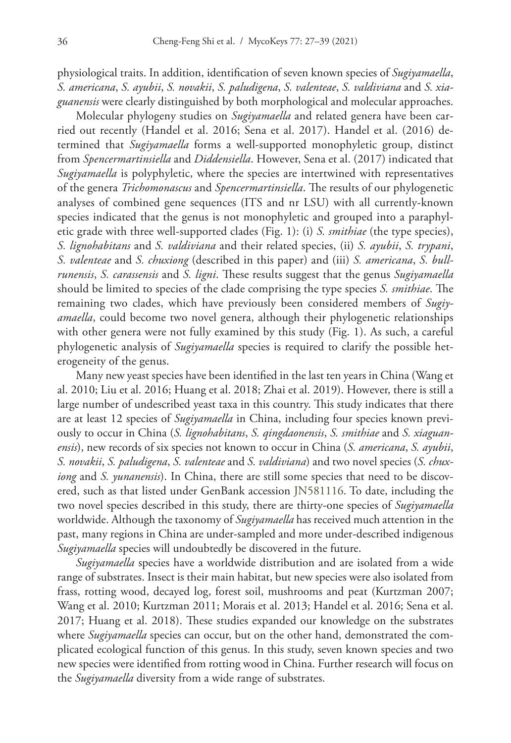physiological traits. In addition, identification of seven known species of *Sugiyamaella*, *S. americana*, *S. ayubii*, *S. novakii*, *S. paludigena*, *S. valenteae*, *S. valdiviana* and *S. xiaguanensis* were clearly distinguished by both morphological and molecular approaches.

Molecular phylogeny studies on *Sugiyamaella* and related genera have been carried out recently (Handel et al. 2016; Sena et al. 2017). Handel et al. (2016) determined that *Sugiyamaella* forms a well-supported monophyletic group, distinct from *Spencermartinsiella* and *Diddensiella*. However, Sena et al. (2017) indicated that *Sugiyamaella* is polyphyletic, where the species are intertwined with representatives of the genera *Trichomonascus* and *Spencermartinsiella*. The results of our phylogenetic analyses of combined gene sequences (ITS and nr LSU) with all currently-known species indicated that the genus is not monophyletic and grouped into a paraphyletic grade with three well-supported clades (Fig. 1): (i) *S. smithiae* (the type species), *S. lignohabitans* and *S. valdiviana* and their related species, (ii) *S. ayubii*, *S. trypani*, *S. valenteae* and *S. chuxiong* (described in this paper) and (iii) *S. americana*, *S. bullrunensis*, *S. carassensis* and *S. ligni*. These results suggest that the genus *Sugiyamaella* should be limited to species of the clade comprising the type species *S. smithiae*. The remaining two clades, which have previously been considered members of *Sugiyamaella*, could become two novel genera, although their phylogenetic relationships with other genera were not fully examined by this study (Fig. 1). As such, a careful phylogenetic analysis of *Sugiyamaella* species is required to clarify the possible heterogeneity of the genus.

Many new yeast species have been identified in the last ten years in China (Wang et al. 2010; Liu et al. 2016; Huang et al. 2018; Zhai et al. 2019). However, there is still a large number of undescribed yeast taxa in this country. This study indicates that there are at least 12 species of *Sugiyamaella* in China, including four species known previously to occur in China (*S. lignohabitans*, *S. qingdaonensis*, *S. smithiae* and *S. xiaguanensis*), new records of six species not known to occur in China (*S. americana*, *S. ayubii*, *S. novakii*, *S. paludigena*, *S. valenteae* and *S. valdiviana*) and two novel species (*S. chuxiong* and *S. yunanensis*). In China, there are still some species that need to be discovered, such as that listed under GenBank accession JN581116. To date, including the two novel species described in this study, there are thirty-one species of *Sugiyamaella* worldwide. Although the taxonomy of *Sugiyamaella* has received much attention in the past, many regions in China are under-sampled and more under-described indigenous *Sugiyamaella* species will undoubtedly be discovered in the future.

*Sugiyamaella* species have a worldwide distribution and are isolated from a wide range of substrates. Insect is their main habitat, but new species were also isolated from frass, rotting wood, decayed log, forest soil, mushrooms and peat (Kurtzman 2007; Wang et al. 2010; Kurtzman 2011; Morais et al. 2013; Handel et al. 2016; Sena et al. 2017; Huang et al. 2018). These studies expanded our knowledge on the substrates where *Sugiyamaella* species can occur, but on the other hand, demonstrated the complicated ecological function of this genus. In this study, seven known species and two new species were identified from rotting wood in China. Further research will focus on the *Sugiyamaella* diversity from a wide range of substrates.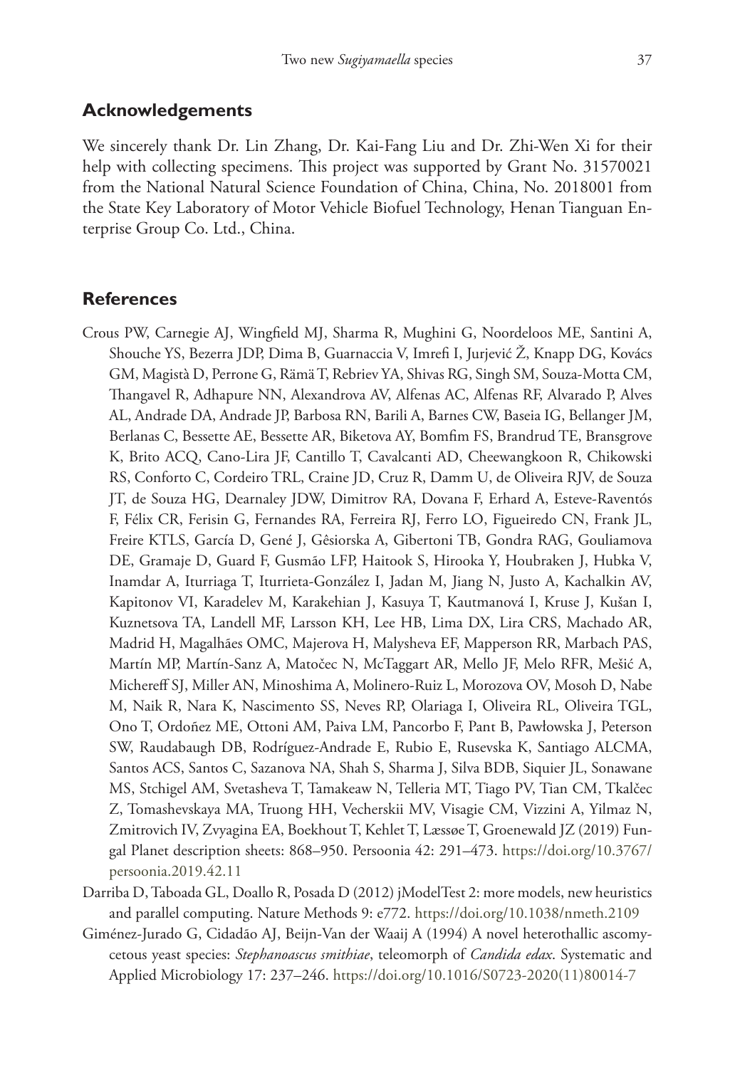## Acknowledgements

We sincerely thank Dr. Lin Zhang, Dr. Kai-Fang Liu and Dr. Zhi-Wen Xi for their help with collecting specimens. This project was supported by Grant No. 31570021 from the National Natural Science Foundation of China, China, No. 2018001 from the State Key Laboratory of Motor Vehicle Biofuel Technology, Henan Tianguan Enterprise Group Co. Ltd., China.

## References

Crous PW, Carnegie AJ, Wingfield MJ, Sharma R, Mughini G, Noordeloos ME, Santini A, Shouche YS, Bezerra JDP, Dima B, Guarnaccia V, Imrefi I, Jurjević Ž, Knapp DG, Kovács GM, Magistà D, Perrone G, Rämä T, Rebriev YA, Shivas RG, Singh SM, Souza-Motta CM, Thangavel R, Adhapure NN, Alexandrova AV, Alfenas AC, Alfenas RF, Alvarado P, Alves AL, Andrade DA, Andrade JP, Barbosa RN, Barili A, Barnes CW, Baseia IG, Bellanger JM, Berlanas C, Bessette AE, Bessette AR, Biketova AY, Bomfim FS, Brandrud TE, Bransgrove K, Brito ACQ, Cano-Lira JF, Cantillo T, Cavalcanti AD, Cheewangkoon R, Chikowski RS, Conforto C, Cordeiro TRL, Craine JD, Cruz R, Damm U, de Oliveira RJV, de Souza JT, de Souza HG, Dearnaley JDW, Dimitrov RA, Dovana F, Erhard A, Esteve-Raventós F, Félix CR, Ferisin G, Fernandes RA, Ferreira RJ, Ferro LO, Figueiredo CN, Frank JL, Freire KTLS, García D, Gené J, Gêsiorska A, Gibertoni TB, Gondra RAG, Gouliamova DE, Gramaje D, Guard F, Gusmão LFP, Haitook S, Hirooka Y, Houbraken J, Hubka V, Inamdar A, Iturriaga T, Iturrieta-González I, Jadan M, Jiang N, Justo A, Kachalkin AV, Kapitonov VI, Karadelev M, Karakehian J, Kasuya T, Kautmanová I, Kruse J, Kušan I, Kuznetsova TA, Landell MF, Larsson KH, Lee HB, Lima DX, Lira CRS, Machado AR, Madrid H, Magalhães OMC, Majerova H, Malysheva EF, Mapperson RR, Marbach PAS, Martín MP, Martín-Sanz A, Matočec N, McTaggart AR, Mello JF, Melo RFR, Mešić A, Michereff SJ, Miller AN, Minoshima A, Molinero-Ruiz L, Morozova OV, Mosoh D, Nabe M, Naik R, Nara K, Nascimento SS, Neves RP, Olariaga I, Oliveira RL, Oliveira TGL, Ono T, Ordoñez ME, Ottoni AM, Paiva LM, Pancorbo F, Pant B, Pawłowska J, Peterson SW, Raudabaugh DB, Rodríguez-Andrade E, Rubio E, Rusevska K, Santiago ALCMA, Santos ACS, Santos C, Sazanova NA, Shah S, Sharma J, Silva BDB, Siquier JL, Sonawane MS, Stchigel AM, Svetasheva T, Tamakeaw N, Telleria MT, Tiago PV, Tian CM, Tkalčec Z, Tomashevskaya MA, Truong HH, Vecherskii MV, Visagie CM, Vizzini A, Yilmaz N, Zmitrovich IV, Zvyagina EA, Boekhout T, Kehlet T, Læssøe T, Groenewald JZ (2019) Fungal Planet description sheets: 868–950. Persoonia 42: 291–473. https://doi.org/10.3767/persoonia.2019.42.11

Darriba D, Taboada GL, Doallo R, Posada D (2012) jModelTest 2: more models, new heuristics and parallel computing. Nature Methods 9: e772. https://doi.org/10.1038/nmeth.2109

Giménez-Jurado G, Cidadão AJ, Beijn-Van der Waaij A (1994) A novel heterothallic ascomycetous yeast species: *Stephanoascus smithiae*, teleomorph of *Candida edax*. Systematic and Applied Microbiology 17: 237–246. https://doi.org/10.1016/S0723-2020(11)80014-7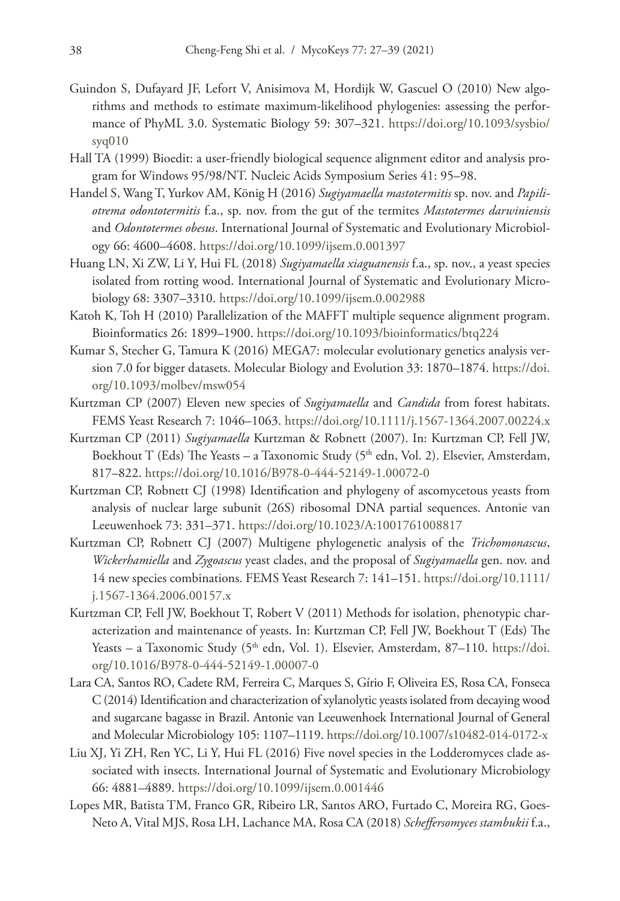Guindon S, Dufayard JF, Lefort V, Anisimova M, Hordijk W, Gascuel O (2010) New algorithms and methods to estimate maximum-likelihood phylogenies: assessing the performance of PhyML 3.0. Systematic Biology 59: 307–321. https://doi.org/10.1093/sysbio/syq010

Hall TA (1999) Bioedit: a user-friendly biological sequence alignment editor and analysis program for Windows 95/98/NT. Nucleic Acids Symposium Series 41: 95–98.

Handel S, Wang T, Yurkov AM, König H (2016) *Sugiyamaella mastotermitis* sp. nov. and *Papiliotrema odontotermitis* f.a., sp. nov. from the gut of the termites *Mastotermes darwiniensis* and *Odontotermes obesus*. International Journal of Systematic and Evolutionary Microbiology 66: 4600–4608. https://doi.org/10.1099/ijsem.0.001397

Huang LN, Xi ZW, Li Y, Hui FL (2018) *Sugiyamaella xiaguanensis* f.a., sp. nov., a yeast species isolated from rotting wood. International Journal of Systematic and Evolutionary Microbiology 68: 3307–3310. https://doi.org/10.1099/ijsem.0.002988

Katoh K, Toh H (2010) Parallelization of the MAFFT multiple sequence alignment program. Bioinformatics 26: 1899–1900. https://doi.org/10.1093/bioinformatics/btq224

Kumar S, Stecher G, Tamura K (2016) MEGA7: molecular evolutionary genetics analysis version 7.0 for bigger datasets. Molecular Biology and Evolution 33: 1870–1874. https://doi.org/10.1093/molbev/msw054

Kurtzman CP (2007) Eleven new species of *Sugiyamaella* and *Candida* from forest habitats. FEMS Yeast Research 7: 1046–1063. https://doi.org/10.1111/j.1567-1364.2007.00224.x

Kurtzman CP (2011) *Sugiyamaella* Kurtzman & Robnett (2007). In: Kurtzman CP, Fell JW, Boekhout T (Eds) The Yeasts – a Taxonomic Study (5th edn, Vol. 2). Elsevier, Amsterdam, 817–822. https://doi.org/10.1016/B978-0-444-52149-1.00072-0

Kurtzman CP, Robnett CJ (1998) Identification and phylogeny of ascomycetous yeasts from analysis of nuclear large subunit (26S) ribosomal DNA partial sequences. Antonie van Leeuwenhoek 73: 331–371. https://doi.org/10.1023/A:1001761008817

Kurtzman CP, Robnett CJ (2007) Multigene phylogenetic analysis of the *Trichomonascus*, *Wickerhamiella* and *Zygoascus* yeast clades, and the proposal of *Sugiyamaella* gen. nov. and 14 new species combinations. FEMS Yeast Research 7: 141–151. https://doi.org/10.1111/j.1567-1364.2006.00157.x

Kurtzman CP, Fell JW, Boekhout T, Robert V (2011) Methods for isolation, phenotypic characterization and maintenance of yeasts. In: Kurtzman CP, Fell JW, Boekhout T (Eds) The Yeasts – a Taxonomic Study (5th edn, Vol. 1). Elsevier, Amsterdam, 87–110. https://doi.org/10.1016/B978-0-444-52149-1.00007-0

Lara CA, Santos RO, Cadete RM, Ferreira C, Marques S, Gírio F, Oliveira ES, Rosa CA, Fonseca C (2014) Identification and characterization of xylanolytic yeasts isolated from decaying wood and sugarcane bagasse in Brazil. Antonie van Leeuwenhoek International Journal of General and Molecular Microbiology 105: 1107–1119. https://doi.org/10.1007/s10482-014-0172-x

Liu XJ, Yi ZH, Ren YC, Li Y, Hui FL (2016) Five novel species in the Lodderomyces clade associated with insects. International Journal of Systematic and Evolutionary Microbiology 66: 4881–4889. https://doi.org/10.1099/ijsem.0.001446

Lopes MR, Batista TM, Franco GR, Ribeiro LR, Santos ARO, Furtado C, Moreira RG, Goes-Neto A, Vital MJS, Rosa LH, Lachance MA, Rosa CA (2018) *Scheffersomyces stambukii* f.a.,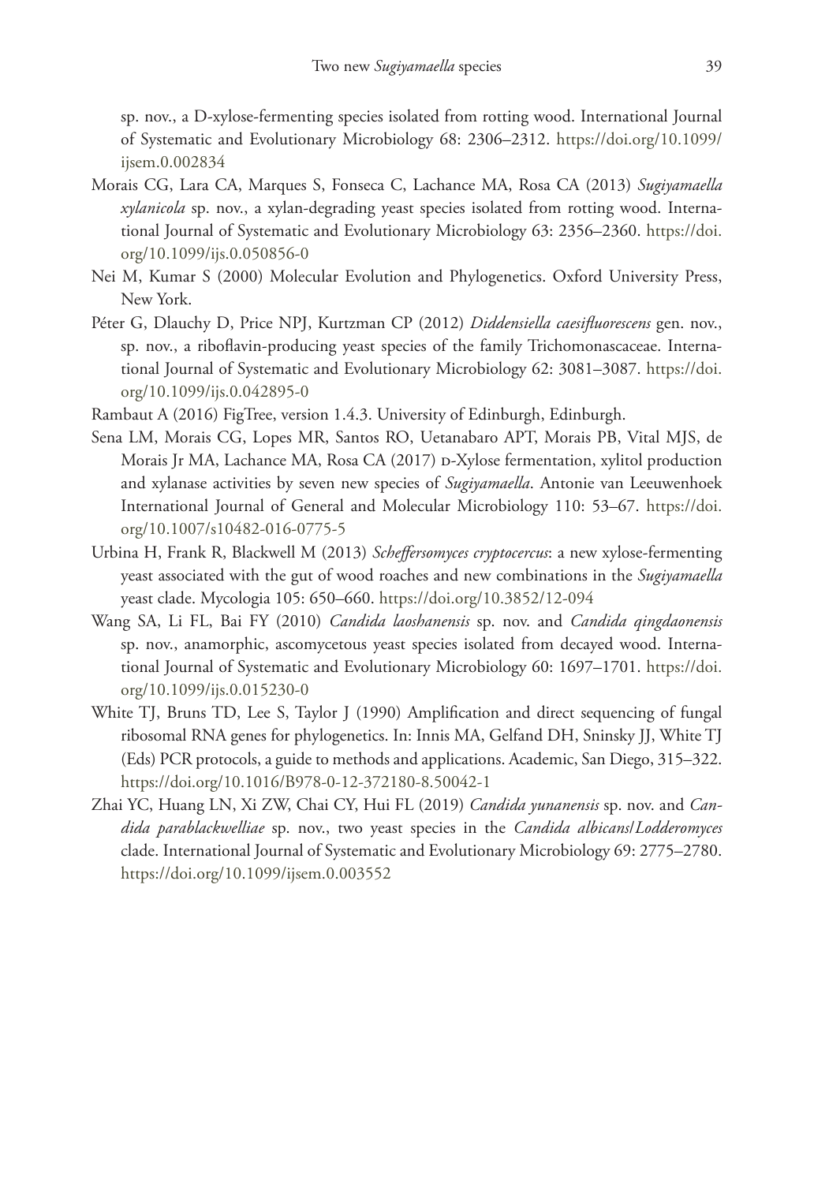sp. nov., a D-xylose-fermenting species isolated from rotting wood. International Journal of Systematic and Evolutionary Microbiology 68: 2306–2312. https://doi.org/10.1099/ijsem.0.002834

Morais CG, Lara CA, Marques S, Fonseca C, Lachance MA, Rosa CA (2013) *Sugiyamaella xylanicola* sp. nov., a xylan-degrading yeast species isolated from rotting wood. International Journal of Systematic and Evolutionary Microbiology 63: 2356–2360. https://doi.org/10.1099/ijs.0.050856-0

Nei M, Kumar S (2000) Molecular Evolution and Phylogenetics. Oxford University Press, New York.

Péter G, Dlauchy D, Price NPJ, Kurtzman CP (2012) *Diddensiella caesifluorescens* gen. nov., sp. nov., a riboflavin-producing yeast species of the family Trichomonascaceae. International Journal of Systematic and Evolutionary Microbiology 62: 3081–3087. https://doi.org/10.1099/ijs.0.042895-0

Rambaut A (2016) FigTree, version 1.4.3. University of Edinburgh, Edinburgh.

Sena LM, Morais CG, Lopes MR, Santos RO, Uetanabaro APT, Morais PB, Vital MJS, de Morais Jr MA, Lachance MA, Rosa CA (2017) D-Xylose fermentation, xylitol production and xylanase activities by seven new species of *Sugiyamaella*. Antonie van Leeuwenhoek International Journal of General and Molecular Microbiology 110: 53–67. https://doi.org/10.1007/s10482-016-0775-5

Urbina H, Frank R, Blackwell M (2013) *Scheffersomyces cryptocercus*: a new xylose-fermenting yeast associated with the gut of wood roaches and new combinations in the *Sugiyamaella* yeast clade. Mycologia 105: 650–660. https://doi.org/10.3852/12-094

Wang SA, Li FL, Bai FY (2010) *Candida laoshanensis* sp. nov. and *Candida qingdaonensis* sp. nov., anamorphic, ascomycetous yeast species isolated from decayed wood. International Journal of Systematic and Evolutionary Microbiology 60: 1697–1701. https://doi.org/10.1099/ijs.0.015230-0

White TJ, Bruns TD, Lee S, Taylor J (1990) Amplification and direct sequencing of fungal ribosomal RNA genes for phylogenetics. In: Innis MA, Gelfand DH, Sninsky JJ, White TJ (Eds) PCR protocols, a guide to methods and applications. Academic, San Diego, 315–322. https://doi.org/10.1016/B978-0-12-372180-8.50042-1

Zhai YC, Huang LN, Xi ZW, Chai CY, Hui FL (2019) *Candida yunanensis* sp. nov. and *Candida parablackwelliae* sp. nov., two yeast species in the *Candida albicans*/*Lodderomyces* clade. International Journal of Systematic and Evolutionary Microbiology 69: 2775–2780. https://doi.org/10.1099/ijsem.0.003552